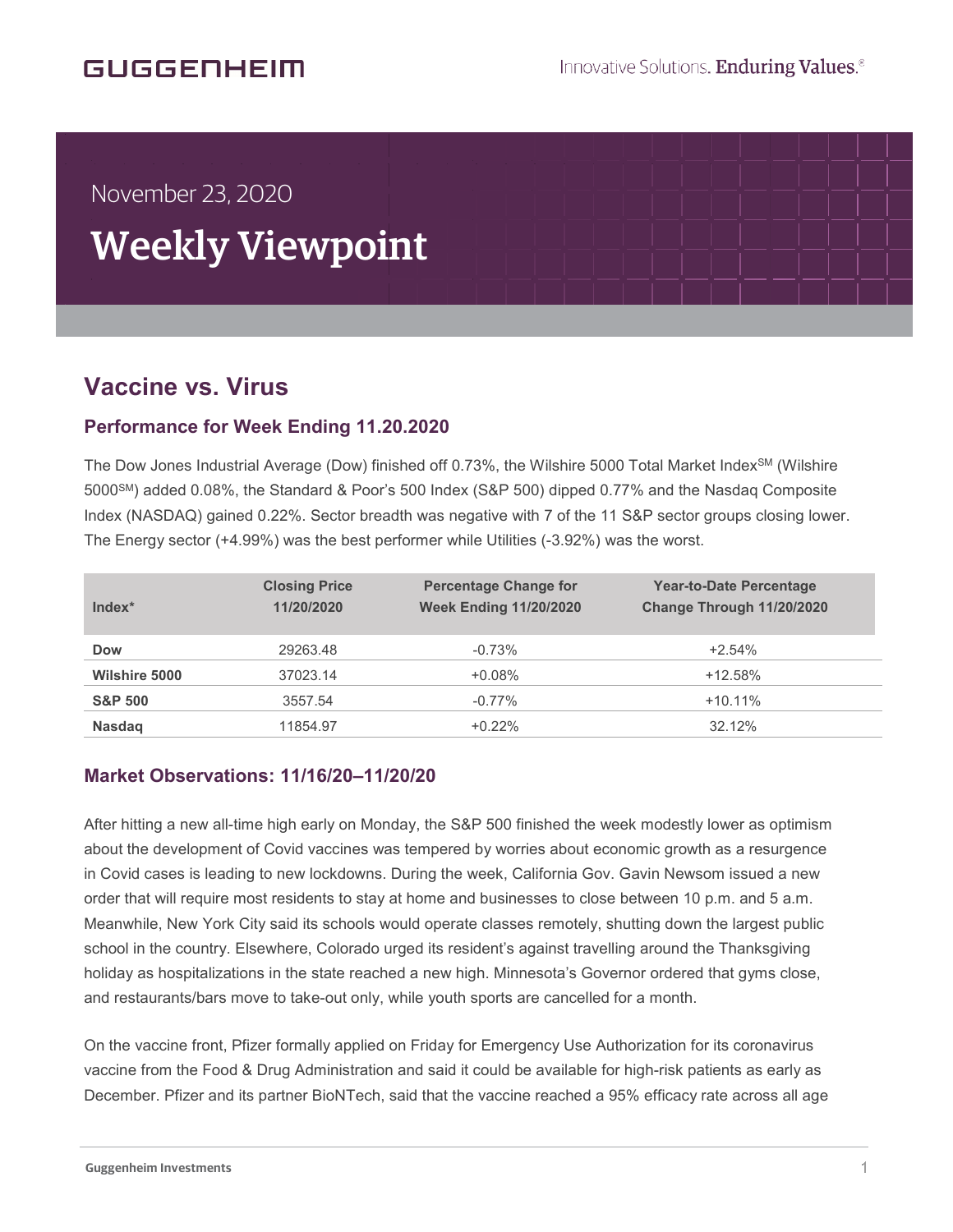GUGGENHEIM

Innovative Solutions. Enduring Values.®

November 23, 2020

# Weekly Viewpoint

## Vaccine vs. Virus

### Performance for Week Ending 11.20.2020

The Dow Jones Industrial Average (Dow) finished off 0.73%, the Wilshire 5000 Total Market Index[SM] (Wilshire 5000[SM]) added 0.08%, the Standard & Poor's 500 Index (S&P 500) dipped 0.77% and the Nasdaq Composite Index (NASDAQ) gained 0.22%. Sector breadth was negative with 7 of the 11 S&P sector groups closing lower. The Energy sector (+4.99%) was the best performer while Utilities (-3.92%) was the worst.

| Index* | Closing Price 11/20/2020 | Percentage Change for Week Ending 11/20/2020 | Year-to-Date Percentage Change Through 11/20/2020 |
|---|---|---|---|
| **Dow** | 29263.48 | -0.73% | +2.54% |
| **Wilshire 5000** | 37023.14 | +0.08% | +12.58% |
| **S&P 500** | 3557.54 | -0.77% | +10.11% |
| **Nasdaq** | 11854.97 | +0.22% | 32.12% |

### Market Observations: 11/16/20–11/20/20

After hitting a new all-time high early on Monday, the S&P 500 finished the week modestly lower as optimism about the development of Covid vaccines was tempered by worries about economic growth as a resurgence in Covid cases is leading to new lockdowns. During the week, California Gov. Gavin Newsom issued a new order that will require most residents to stay at home and businesses to close between 10 p.m. and 5 a.m. Meanwhile, New York City said its schools would operate classes remotely, shutting down the largest public school in the country. Elsewhere, Colorado urged its resident's against travelling around the Thanksgiving holiday as hospitalizations in the state reached a new high. Minnesota's Governor ordered that gyms close, and restaurants/bars move to take-out only, while youth sports are cancelled for a month.

On the vaccine front, Pfizer formally applied on Friday for Emergency Use Authorization for its coronavirus vaccine from the Food & Drug Administration and said it could be available for high-risk patients as early as December. Pfizer and its partner BioNTech, said that the vaccine reached a 95% efficacy rate across all age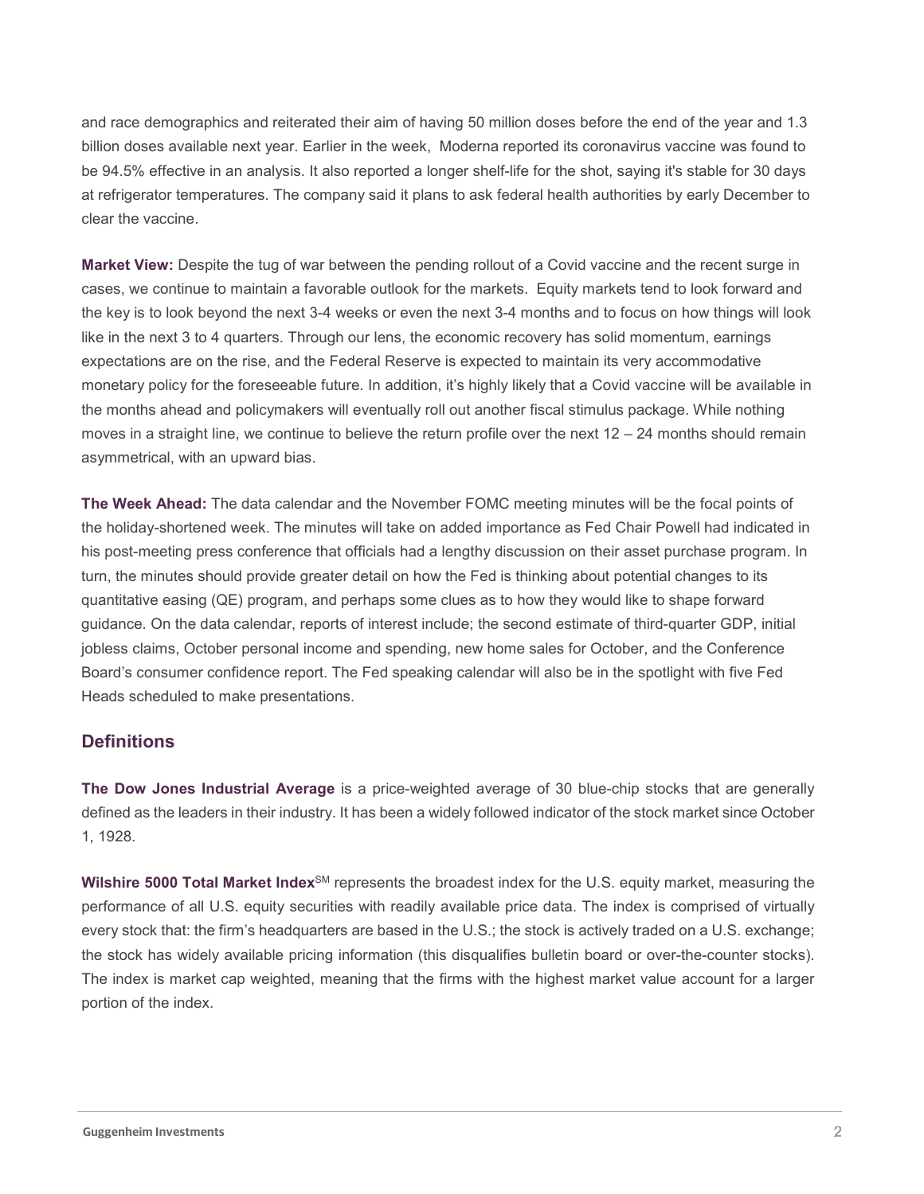and race demographics and reiterated their aim of having 50 million doses before the end of the year and 1.3 billion doses available next year. Earlier in the week, Moderna reported its coronavirus vaccine was found to be 94.5% effective in an analysis. It also reported a longer shelf-life for the shot, saying it's stable for 30 days at refrigerator temperatures. The company said it plans to ask federal health authorities by early December to clear the vaccine.

**Market View:** Despite the tug of war between the pending rollout of a Covid vaccine and the recent surge in cases, we continue to maintain a favorable outlook for the markets. Equity markets tend to look forward and the key is to look beyond the next 3-4 weeks or even the next 3-4 months and to focus on how things will look like in the next 3 to 4 quarters. Through our lens, the economic recovery has solid momentum, earnings expectations are on the rise, and the Federal Reserve is expected to maintain its very accommodative monetary policy for the foreseeable future. In addition, it's highly likely that a Covid vaccine will be available in the months ahead and policymakers will eventually roll out another fiscal stimulus package. While nothing moves in a straight line, we continue to believe the return profile over the next 12 – 24 months should remain asymmetrical, with an upward bias.

**The Week Ahead:** The data calendar and the November FOMC meeting minutes will be the focal points of the holiday-shortened week. The minutes will take on added importance as Fed Chair Powell had indicated in his post-meeting press conference that officials had a lengthy discussion on their asset purchase program. In turn, the minutes should provide greater detail on how the Fed is thinking about potential changes to its quantitative easing (QE) program, and perhaps some clues as to how they would like to shape forward guidance. On the data calendar, reports of interest include; the second estimate of third-quarter GDP, initial jobless claims, October personal income and spending, new home sales for October, and the Conference Board's consumer confidence report. The Fed speaking calendar will also be in the spotlight with five Fed Heads scheduled to make presentations.

## Definitions

**The Dow Jones Industrial Average** is a price-weighted average of 30 blue-chip stocks that are generally defined as the leaders in their industry. It has been a widely followed indicator of the stock market since October 1, 1928.

**Wilshire 5000 Total Market Index**SM represents the broadest index for the U.S. equity market, measuring the performance of all U.S. equity securities with readily available price data. The index is comprised of virtually every stock that: the firm's headquarters are based in the U.S.; the stock is actively traded on a U.S. exchange; the stock has widely available pricing information (this disqualifies bulletin board or over-the-counter stocks). The index is market cap weighted, meaning that the firms with the highest market value account for a larger portion of the index.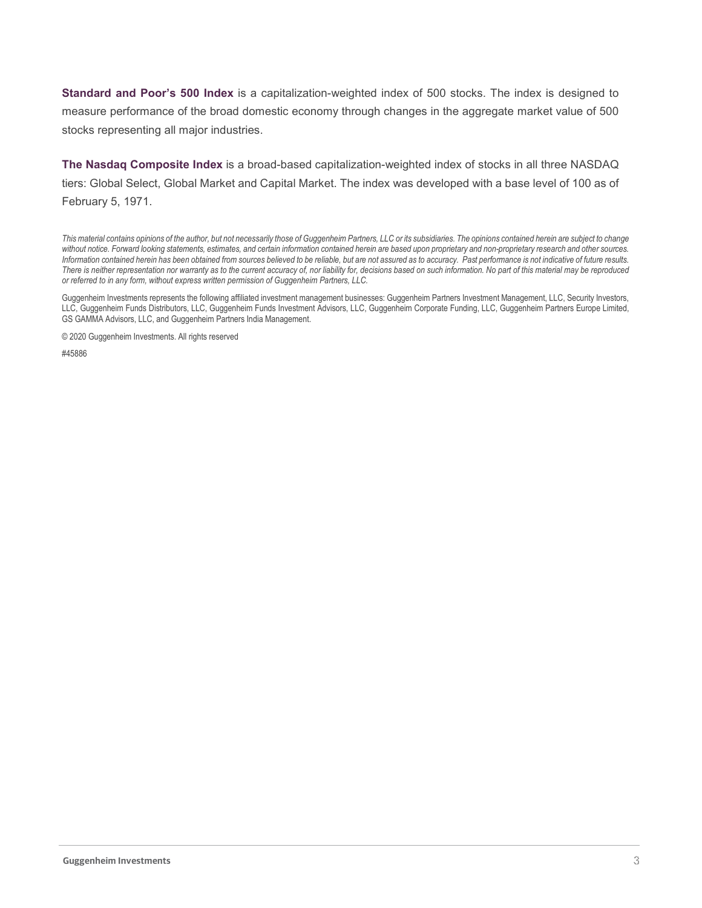**Standard and Poor's 500 Index** is a capitalization-weighted index of 500 stocks. The index is designed to measure performance of the broad domestic economy through changes in the aggregate market value of 500 stocks representing all major industries.

**The Nasdaq Composite Index** is a broad-based capitalization-weighted index of stocks in all three NASDAQ tiers: Global Select, Global Market and Capital Market. The index was developed with a base level of 100 as of February 5, 1971.

*This material contains opinions of the author, but not necessarily those of Guggenheim Partners, LLC or its subsidiaries. The opinions contained herein are subject to change without notice. Forward looking statements, estimates, and certain information contained herein are based upon proprietary and non-proprietary research and other sources. Information contained herein has been obtained from sources believed to be reliable, but are not assured as to accuracy. Past performance is not indicative of future results. There is neither representation nor warranty as to the current accuracy of, nor liability for, decisions based on such information. No part of this material may be reproduced or referred to in any form, without express written permission of Guggenheim Partners, LLC.*

Guggenheim Investments represents the following affiliated investment management businesses: Guggenheim Partners Investment Management, LLC, Security Investors, LLC, Guggenheim Funds Distributors, LLC, Guggenheim Funds Investment Advisors, LLC, Guggenheim Corporate Funding, LLC, Guggenheim Partners Europe Limited, GS GAMMA Advisors, LLC, and Guggenheim Partners India Management.

© 2020 Guggenheim Investments. All rights reserved

#45886